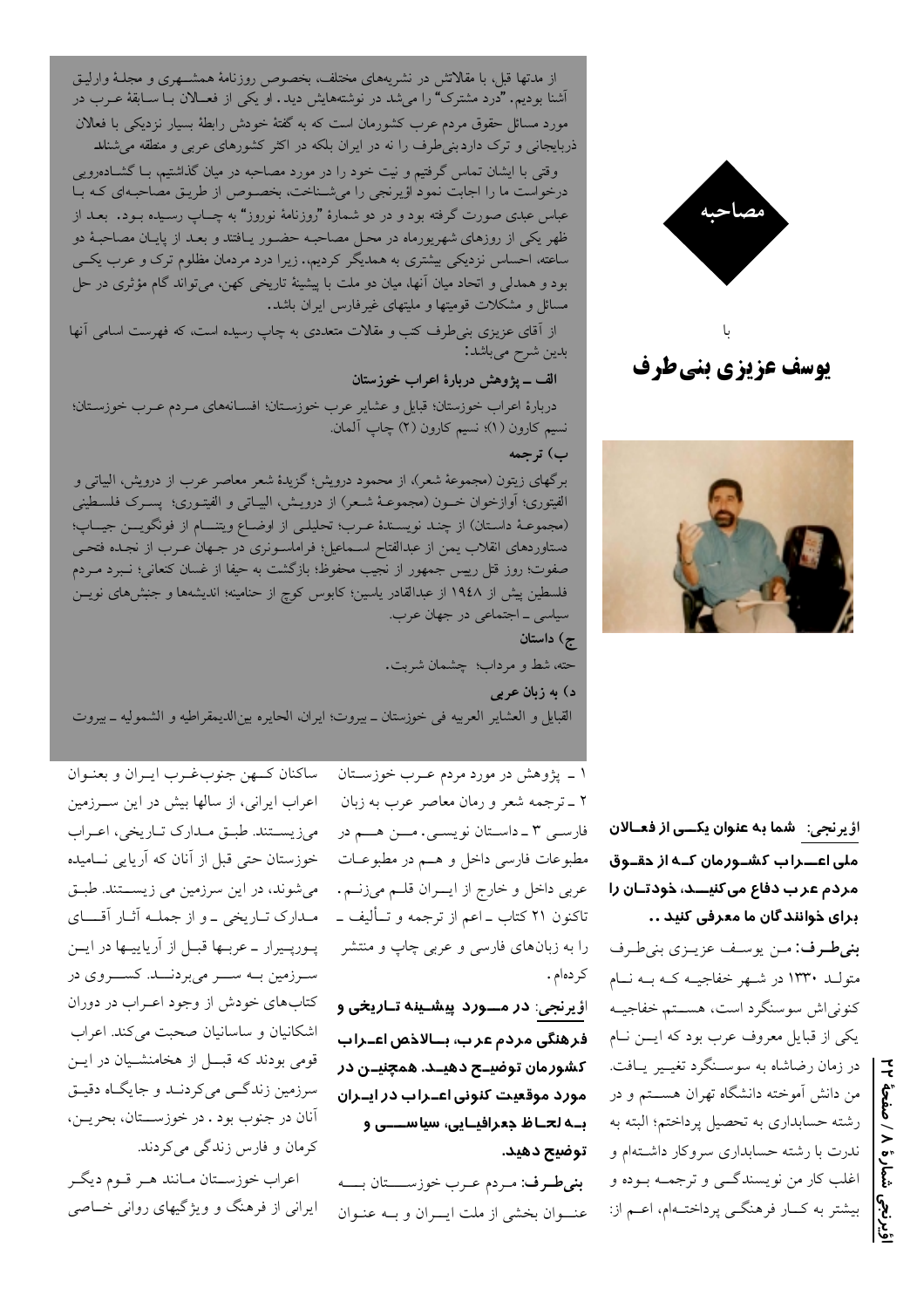# مصاحبه

با

## یوسف عزیزی بنی‌طرف

از مدتها قبل، با مقالاتش در نشریه‌های مختلف، بخصوص روزنامهٔ همشـهری و مجلهٔ وارلیق آشنا بودیم. "درد مشترک" را می‌شد در نوشته‌هایش دید. او یکی از فعـالان بـا سابقهٔ عـرب در مورد مسائل حقوق مردم عرب کشورمان است که به گفتهٔ خودش رابطهٔ بسیار نزدیکی با فعالان ذربایجانی و ترک دارد بنی‌طرف را نه در ایران بلکه در اکثر کشورهای عربی و منطقه می‌شناسد.

وقتی با ایشان تماس گرفتیم و نیت خود را در مورد مصاحبه در میان گذاشتیم، بـا گشـاده‌رویی درخواست ما را اجابت نمود اؤیرنجی را می‌شـناخت، بخصـوص از طریـق مصاحبه‌ای کـه بـا عباس عبدی صورت گرفته بود و در دو شمارهٔ "روزنامهٔ نوروز" به چـاپ رسیده بـود. بعـد از ظهر یکی از روزهای شهریورماه در محل مصاحبه حضـور یـافتند و بعـد از پایـان مصاحبهٔ دو ساعته، احساس نزدیکی بیشتری به همدیگر کردیم، زیرا درد مردمان مظلوم ترک و عرب یکـی بود و همدلی و اتحاد میان آنها، میان دو ملت با پیشینهٔ تاریخی کهن، می‌تواند گام مؤثری در حل مسائل و مشکلات قومیتها و ملیتهای غیرفارس ایران باشد.

از آقای عزیزی بنی‌طرف کتب و مقالات متعددی به چاپ رسیده است، که فهرست اسامی آنها بدین شرح می‌باشد:

**الف ـ پژوهش دربارهٔ اعراب خوزستان**

دربارهٔ اعراب خوزستان؛ قبایل و عشایر عرب خوزستان؛ افسانه‌های مـردم عـرب خوزسـتان؛ نسیم کارون (۱)؛ نسیم کارون (۲) چاپ آلمان.

**ب) ترجمه**

برگهای زیتون (مجموعهٔ شعر)، از محمود درویش؛ گزیدهٔ شعر معاصر عرب از درویش، البیاتی و الفیتوری؛ آوازخوان خـون (مجموعـهٔ شـعر) از درویـش، البیـاتی و الفیتـوری؛ پسـرک فلسطینی (مجموعـهٔ داستان) از چند نویسندهٔ عـرب؛ تحلیلـی از اوضـاع ویتنـام از فونگویـن جیـاپ؛ دستاوردهای انقلاب یمن از عبدالفتاح اسـماعیل؛ فراماسـونری در جـهان عـرب از نجـده فتحـی صفوت؛ روز قتل رییس جمهور از نجیب محفوظ؛ بازگشت به حیفا از غسان کنعانی؛ نـبرد مـردم فلسطین پیش از ۱۹۴۸ از عبدالقادر یاسین؛ کابوس کوچ از حنامینه؛ اندیشه‌ها و جنبش‌های نویـن سیاسی ـ اجتماعی در جهان عرب.

**ج) داستان**

حته، شط و مرداب؛ چشمان شربت.

**د) به زبان عربی**

القبایل و العشایر العربیه فی خوزستان ـ بیروت؛ ایران، الحایره بین‌الدیمقراطیه و الشمولیه ـ بیروت

**اؤیرنجی: شما به عنوان یکـی از فعـالان ملی اعـراب کشـورمان کـه از حقـوق مردم عرب دفاع می‌کنیـد، خودتـان را برای خوانندگان ما معرفی کنید..**

**بنی‌طـرف:** مـن یوسـف عزیـزی بنی‌طـرف متولـد ۱۳۳۰ در شـهر خفاجیـه کـه بـه نـام کنونی‌اش سوسنگرد است، هسـتم. خفاجیـه یکی از قبایل معروف عرب بود که ایـن نـام در زمان رضاشاه به سوسـنگرد تغییـر یـافت. من دانش آموخته دانشگاه تهران هسـتم و در رشته حسابداری به تحصیل پرداختم؛ البته به ندرت با رشته حسابداری سروکار داشـته‌ام و اغلب کار من نویسندگـی و ترجمـه بـوده و بیشتر به کـار فرهنگـی پرداختـه‌ام، اعـم از:

۱ ـ پژوهش در مورد مردم عـرب خوزسـتان
۲ ـ ترجمه شعر و رمان معاصر عرب به زبان فارسـی ۳ ـ داسـتان نویسـی. مـن هـم در مطبوعات فارسی داخل و هـم در مطبوعـات عربی داخل و خارج از ایـران قلـم می‌زنـم. تاکنون ۲۱ کتاب ـ اعم از ترجمه و تـألیف ـ را به زبان‌های فارسی و عربی چاپ و منتشر کرده‌ام.

**اؤیرنجی: در مـورد پیشـینه تـاریخی و فرهنگی مردم عرب، بـالاخص اعـراب کشورمان توضیـح دهیـد. همچنیـن در مورد موقعیت کنونی اعـراب در ایـران بـه لحـاظ جغرافیـایی، سیاسـی و توضیح دهید.**

**بنی‌طرف:** مـردم عـرب خوزسـتان بـه عنـوان بخشی از ملت ایـران و بـه عنـوان ساکنان کـهن جنوب‌غـرب ایـران و بعنـوان اعراب ایرانی، از سالها بیش در این سـرزمین می‌زیسـتند. طبـق مـدارک تـاریخی، اعـراب خوزستان حتی قبل از آنان که آریایی نـامیده می‌شوند، در این سرزمین می زیسـتند. طبـق مـدارک تـاریخی ـ و از جملـه آثـار آقـای پـورپـیرار ـ عربها قبـل از آریاییها در ایـن سـرزمین بـه سـر می‌بردنـد. کسـروی در کتاب‌های خودش از وجود اعـراب در دوران اشکانیان و ساسانیان صحبت می‌کند. اعراب قومی بودند که قبـل از هخامنشـیان در ایـن سرزمین زندگـی می‌کردنـد و جایگـاه دقیـق آنان در جنوب بود. در خوزسـتان، بحریـن، کرمان و فارس زندگی می‌کردند.

اعراب خوزسـتان مـانند هـر قـوم دیگـر ایرانی از فرهنگ و ویژگیهای روانی خـاصی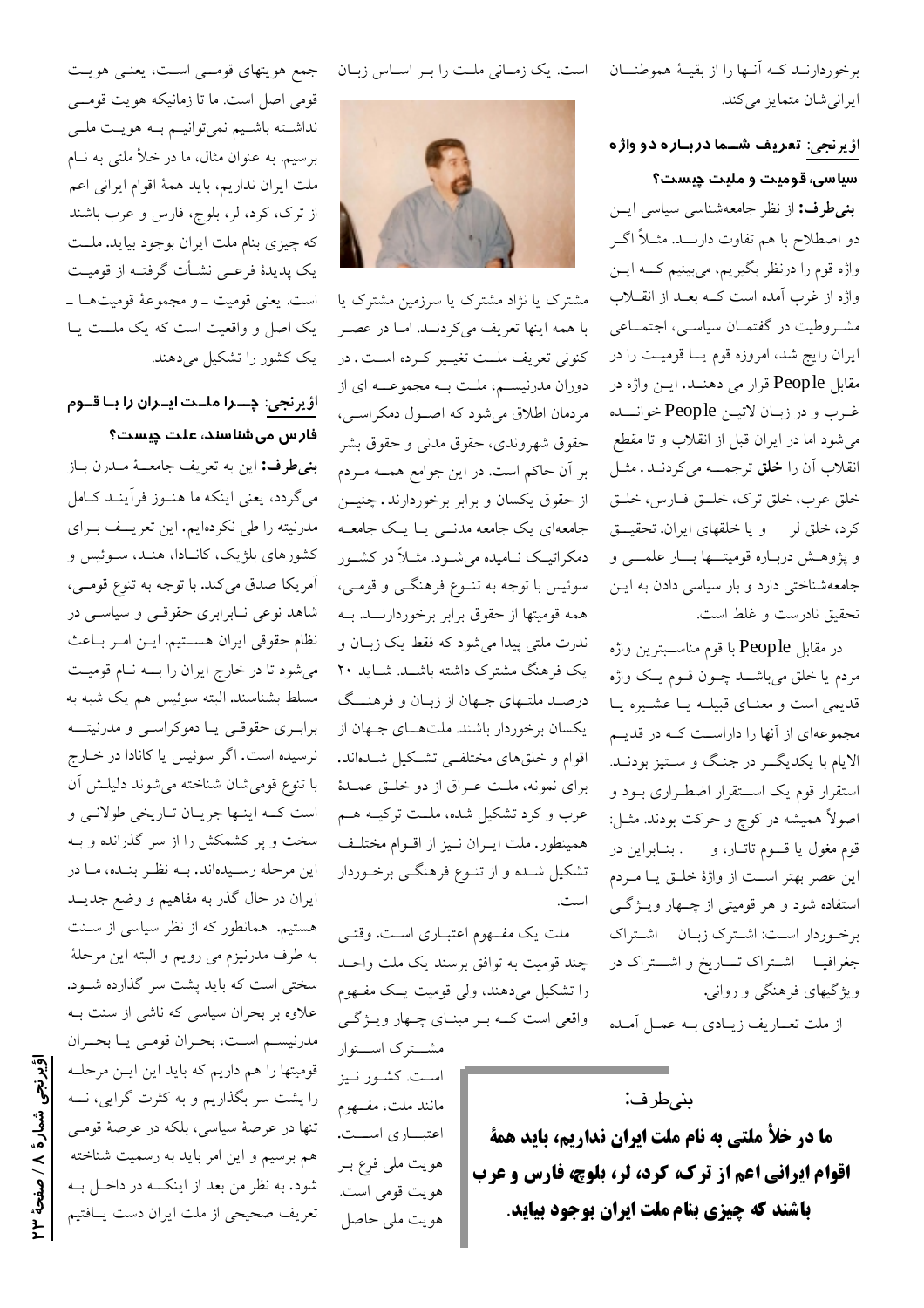برخوردارند که آنها را از بقیهٔ هموطنان ایرانی‌شان متمایز می‌کند.

**اؤیرنجی: تعریف شما درباره دو واژه سیاسی، قومیت و ملیت چیست؟**

**بنی‌طرف:** از نظر جامعه‌شناسی سیاسی این دو اصطلاح با هم تفاوت دارند. مثلاً اگر واژه قوم را درنظر بگیریم، می‌بینیم که این واژه از غرب آمده است که بعد از انقلاب مشروطیت در گفتمان سیاسی، اجتماعی ایران رایج شد، امروزه قوم یا قومیت را در مقابل People قرار می دهند. این واژه در غرب و در زبان لاتین People خوانده می‌شود اما در ایران قبل از انقلاب و تا مقطع انقلاب آن را **خلق** ترجمه می‌کردند. مثل خلق عرب، خلق ترک، خلق فارس، خلق کرد، خلق لر و یا خلقهای ایران. تحقیق و پژوهش درباره قومیتها بار علمی و جامعه‌شناختی دارد و بار سیاسی دادن به این تحقیق نادرست و غلط است.

در مقابل People با قوم مناسب‌ترین واژه مردم یا خلق می‌باشد چون قوم یک واژه قدیمی است و معنای قبیله یا عشیره یا مجموعه‌ای از آنها را داراست که در قدیم الایام با یکدیگر در جنگ و ستیز بودند. استقرار قوم یک استقرار اضطراری بود و اصولاً همیشه در کوچ و حرکت بودند. مثل: قوم مغول یا قوم تاتار، و . بنابراین در این عصر بهتر است از واژهٔ خلق یا مردم استفاده شود و هر قومیتی از چهار ویژگی برخوردار است: اشترک زبان اشتراک جغرافیا اشتراک تاریخ و اشتراک در ویژگیهای فرهنگی و روانی.

از ملت تعاریف زیادی به عمل آمده است. یک زمانی ملت را بر اساس زبان مشترک یا نژاد مشترک یا سرزمین مشترک یا با همه اینها تعریف می‌کردند. اما در عصر کنونی تعریف ملت تغییر کرده است. در دوران مدرنیسم، ملت به مجموعه ای از مردمان اطلاق می‌شود که اصول دمکراسی، حقوق شهروندی، حقوق مدنی و حقوق بشر بر آن حاکم است. در این جوامع همه مردم از حقوق یکسان و برابر برخوردارند. چنین جامعه‌ای یک جامعه مدنی یا یک جامعه دمکراتیک نامیده می‌شود. مثلاً در کشور سوئیس با توجه به تنوع فرهنگی و قومی، همه قومیتها از حقوق برابر برخوردارند. به ندرت ملتی پیدا می‌شود که فقط یک زبان و یک فرهنگ مشترک داشته باشد. شاید ۲۰ درصد ملتهای جهان از زبان و فرهنگ یکسان برخوردار باشند. ملت‌های جهان از اقوام و خلقهای مختلفی تشکیل شده‌اند. برای نمونه، ملت عراق از دو خلق عمدهٔ عرب و کرد تشکیل شده، ملت ترکیه هم همینطور. ملت ایران نیز از اقوام مختلف تشکیل شده و از تنوع فرهنگی برخوردار است.

ملت یک مفهوم اعتباری است. وقتی چند قومیت به توافق برسند یک ملت واحد را تشکیل می‌دهند، ولی قومیت یک مفهوم واقعی است که بر مبنای چهار ویژگی مشترک استوار است. کشور نیز مانند ملت، مفهوم اعتباری است. هویت ملی فرع بر هویت قومی است. هویت ملی حاصل جمع هویتهای قومی است، یعنی هویت قومی اصل است. ما تا زمانیکه هویت قومی نداشته باشیم نمی‌توانیم به هویت ملی برسیم. به عنوان مثال، ما در خلأ ملتی به نام ملت ایران نداریم، باید همهٔ اقوام ایرانی اعم از ترک، کرد، لر، بلوچ، فارس و عرب باشند که چیزی بنام ملت ایران بوجود بیاید. ملت یک پدیدهٔ فرعی نشأت گرفته از قومیت است. یعنی قومیت ـ و مجموعهٔ قومیت‌ها ـ یک اصل و واقعیت است که یک ملت یا یک کشور را تشکیل می‌دهند.

> **بنی‌طرف:**
> **ما در خلأ ملتی به نام ملت ایران نداریم، باید همهٔ اقوام ایرانی اعم از ترک، کرد، لر، بلوچ، فارس و عرب باشند که چیزی بنام ملت ایران بوجود بیاید.**

**اؤیرنجی: چرا ملت ایران را با قوم فارس می‌شناسند، علت چیست؟**

**بنی‌طرف:** این به تعریف جامعهٔ مدرن باز می‌گردد، یعنی اینکه ما هنوز فرآیند کامل مدرنیته را طی نکرده‌ایم. این تعریف برای کشورهای بلژیک، کانادا، هند، سوئیس و آمریکا صدق می‌کند. با توجه به تنوع قومی، شاهد نوعی نابرابری حقوقی و سیاسی در نظام حقوقی ایران هستیم. این امر باعث می‌شود تا در خارج ایران را به نام قومیت مسلط بشناسند. البته سوئیس هم یک شبه به برابری حقوقی یا دموکراسی و مدرنیته نرسیده است. اگر سوئیس یا کانادا در خارج با تنوع قومی‌شان شناخته می‌شوند دلیلش آن است که اینها جریان تاریخی طولانی و سخت و پر کشمکش را از سر گذرانده و به این مرحله رسیده‌اند. به نظر بنده، ما در ایران در حال گذر به مفاهیم و وضع جدید هستیم. همانطور که از نظر سیاسی از سنت به طرف مدرنیزم می رویم و البته این مرحلهٔ سختی است که باید پشت سر گذارده شود. علاوه بر بحران سیاسی که ناشی از سنت به مدرنیسم است، بحران قومی یا بحران قومیتها را هم داریم که باید این مرحله را پشت سر بگذاریم و به کثرت گرایی، نه تنها در عرصهٔ سیاسی، بلکه در عرصهٔ قومی هم برسیم و این امر باید به رسمیت شناخته شود. به نظر من از بعد از اینکه در داخل به تعریف صحیحی از ملت ایران دست یافتیم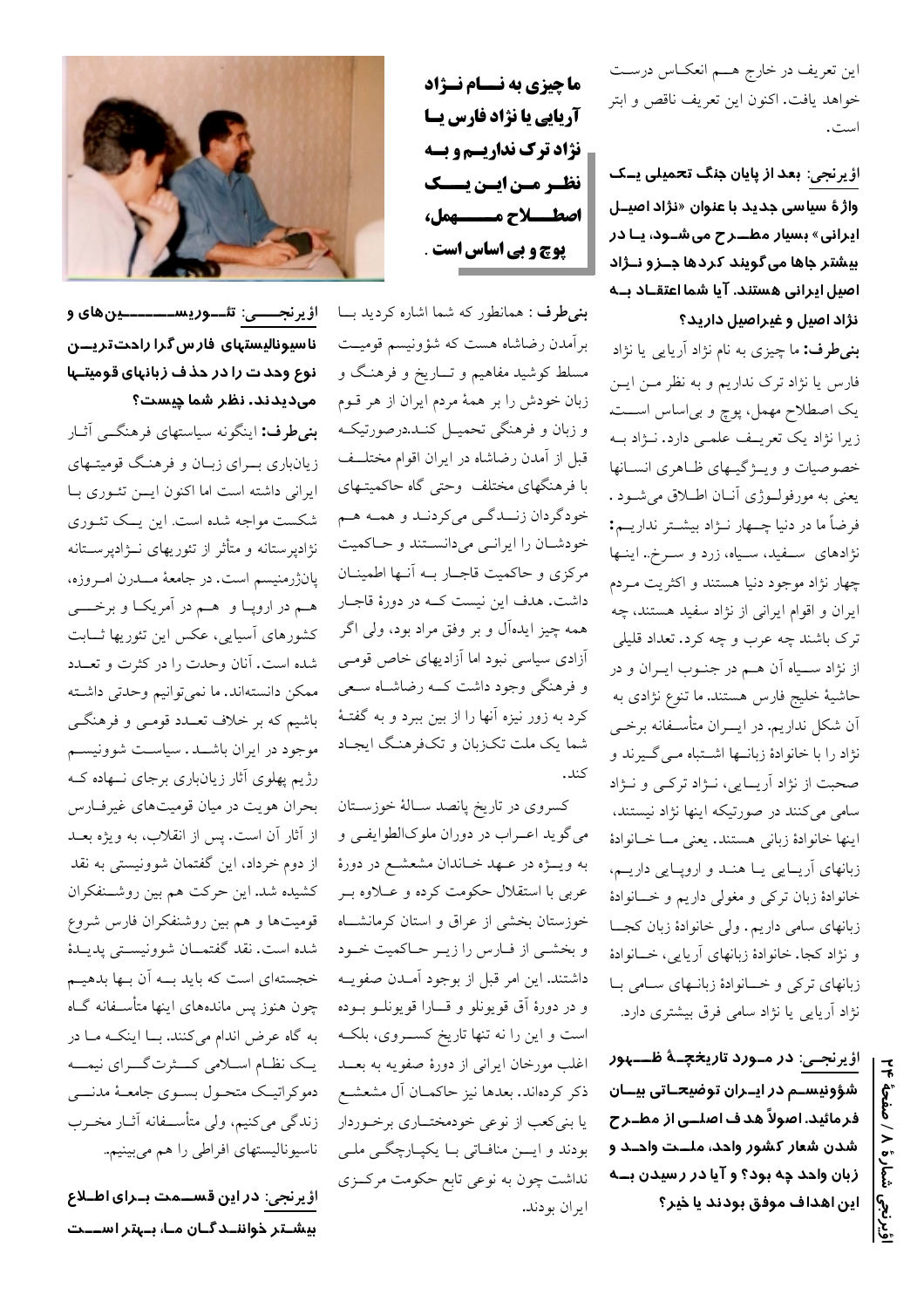این تعریف در خارج هم انعکاس درست خواهد یافت. اکنون این تعریف ناقص و ابتر است.

**اؤیرنجی: بعد از پایان جنگ تحمیلی یک واژهٔ سیاسی جدید با عنوان «نژاد اصیل ایرانی» بسیار مطرح می‌شود، یا در بیشتر جاها می‌گویند کردها جزو نژاد اصیل ایرانی هستند. آیا شما اعتقاد به نژاد اصیل و غیراصیل دارید؟**

**بنی‌طرف:** ما چیزی به نام نژاد آریایی یا نژاد فارس یا نژاد ترک نداریم و به نظر من این یک اصطلاح مهمل، پوچ و بی‌اساس است، زیرا نژاد یک تعریف علمی دارد. نژاد به خصوصیات و ویژگیهای ظاهری انسانها یعنی به مورفولوژی آنان اطلاق می‌شود. فرضاً ما در دنیا چهار نژاد بیشتر نداریم: نژادهای سفید، سیاه، زرد و سرخ.. اینها چهار نژاد موجود دنیا هستند و اکثریت مردم ایران و اقوام ایرانی از نژاد سفید هستند، چه ترک باشند چه عرب و چه کرد. تعداد قلیلی از نژاد سیاه آن هم در جنوب ایران و در حاشیهٔ خلیج فارس هستند. ما تنوع نژادی به آن شکل نداریم. در ایران متأسفانه برخی نژاد را با خانوادهٔ زبانها اشتباه می‌گیرند و صحبت از نژاد آریایی، نژاد ترکی و نژاد سامی می‌کنند در صورتیکه اینها نژاد نیستند، اینها خانوادهٔ زبانی هستند. یعنی ما خانوادهٔ زبانهای آریایی یا هند و اروپایی داریم، خانوادهٔ زبان ترکی و مغولی داریم و خانوادهٔ زبانهای سامی داریم. ولی خانوادهٔ زبان کجا و نژاد کجا. خانوادهٔ زبانهای آریایی، خانوادهٔ زبانهای ترکی و خانوادهٔ زبانهای سامی با نژاد آریایی یا نژاد سامی فرق بیشتری دارد.

**اؤیرنجی: در مورد تاریخچهٔ ظهور شؤونیسم در ایران توضیحاتی بیان فرمائید. اصولاً هدف اصلی از مطرح شدن شعار کشور واحد، ملت واحد و زبان واحد چه بود؟ و آیا در رسیدن به این اهداف موفق بودند یا خیر؟**

**ما چیزی به نام نژاد آریایی یا نژاد فارس یا نژاد ترک نداریم و به نظر من این یک اصطلاح مهمل، پوچ و بی اساس است.**

**بنی‌طرف:** همانطور که شما اشاره کردید با برآمدن رضاشاه هست که شؤونیسم قومیت مسلط کوشید مفاهیم و تاریخ و فرهنگ و زبان خودش را بر همهٔ مردم ایران از هر قوم و زبان و فرهنگی تحمیل کند.درصورتیکه قبل از آمدن رضاشاه در ایران اقوام مختلف با فرهنگهای مختلف وحتی گاه حاکمیتهای خودگردان زندگی می‌کردند و همه هم خودشان را ایرانی می‌دانستند و حاکمیت مرکزی و حاکمیت قاجار به آنها اطمینان داشت. هدف این نیست که در دورهٔ قاجار همه چیز ایده‌آل و بر وفق مراد بود، ولی اگر آزادی سیاسی نبود اما آزادیهای خاص قومی و فرهنگی وجود داشت که رضاشاه سعی کرد به زور نیزه آنها را از بین ببرد و به گفتهٔ شما یک ملت تکزبان و تک‌فرهنگ ایجاد کند.

کسروی در تاریخ پانصد سالهٔ خوزستان می‌گوید اعراب در دوران ملوک‌الطوایفی و به ویژه در عهد خاندان مشعشع در دورهٔ عربی با استقلال حکومت کرده و علاوه بر خوزستان بخشی از عراق و استان کرمانشاه و بخشی از فارس را زیر حاکمیت خود داشتند. این امر قبل از بوجود آمدن صفویه و در دورهٔ آق قویونلو و قارا قویونلو بوده است و این را نه تنها تاریخ کسروی، بلکه اغلب مورخان ایرانی از دورهٔ صفویه به بعد ذکر کرده‌اند. بعدها نیز حاکمان آل مشعشع یا بنی‌کعب از نوعی خودمختاری برخوردار بودند و این منافاتی با یکپارچگی ملی نداشت چون به نوعی تابع حکومت مرکزی ایران بودند.

**اؤیرنجی: تئوریسین‌های و ناسیونالیستهای فارس‌گرا راحت‌ترین نوع وحدت را در حذف زبانهای قومیتها می‌دیدند. نظر شما چیست؟**

**بنی‌طرف:** اینگونه سیاستهای فرهنگی آثار زیانباری برای زبان و فرهنگ قومیتهای ایرانی داشته است اما اکنون این تئوری با شکست مواجه شده است. این یک تئوری نژادپرستانه و متأثر از تئوریهای نژادپرستانه پانژرمنیسم است. در جامعهٔ مدرن امروزه، هم در اروپا و هم در آمریکا و برخی کشورهای آسیایی، عکس این تئوریها ثابت شده است. آنان وحدت را در کثرت و تعدد ممکن دانسته‌اند. ما نمی‌توانیم وحدتی داشته باشیم که بر خلاف تعدد قومی و فرهنگی موجود در ایران باشد. سیاست شوونیسم رژیم پهلوی آثار زیانباری برجای نهاده که بحران هویت در میان قومیت‌های غیرفارس از آثار آن است. پس از انقلاب، به ویژه بعد از دوم خرداد، این گفتمان شوونیستی به نقد کشیده شد. این حرکت هم بین روشنفکران قومیت‌ها و هم بین روشنفکران فارس شروع شده است. نقد گفتمان شوونیستی پدیدهٔ خجسته‌ای است که باید به آن بها بدهیم چون هنوز پس مانده‌های اینها متأسفانه گاه به گاه عرض اندام می‌کنند. با اینکه ما در یک نظام اسلامی کثرت‌گرای نیمه دموکراتیک متحول بسوی جامعهٔ مدنی زندگی می‌کنیم، ولی متأسفانه آثار مخرب ناسیونالیستهای افراطی را هم می‌بینیم.

**اؤیرنجی: در این قسمت برای اطلاع بیشتر خوانندگان ما، بهتر است**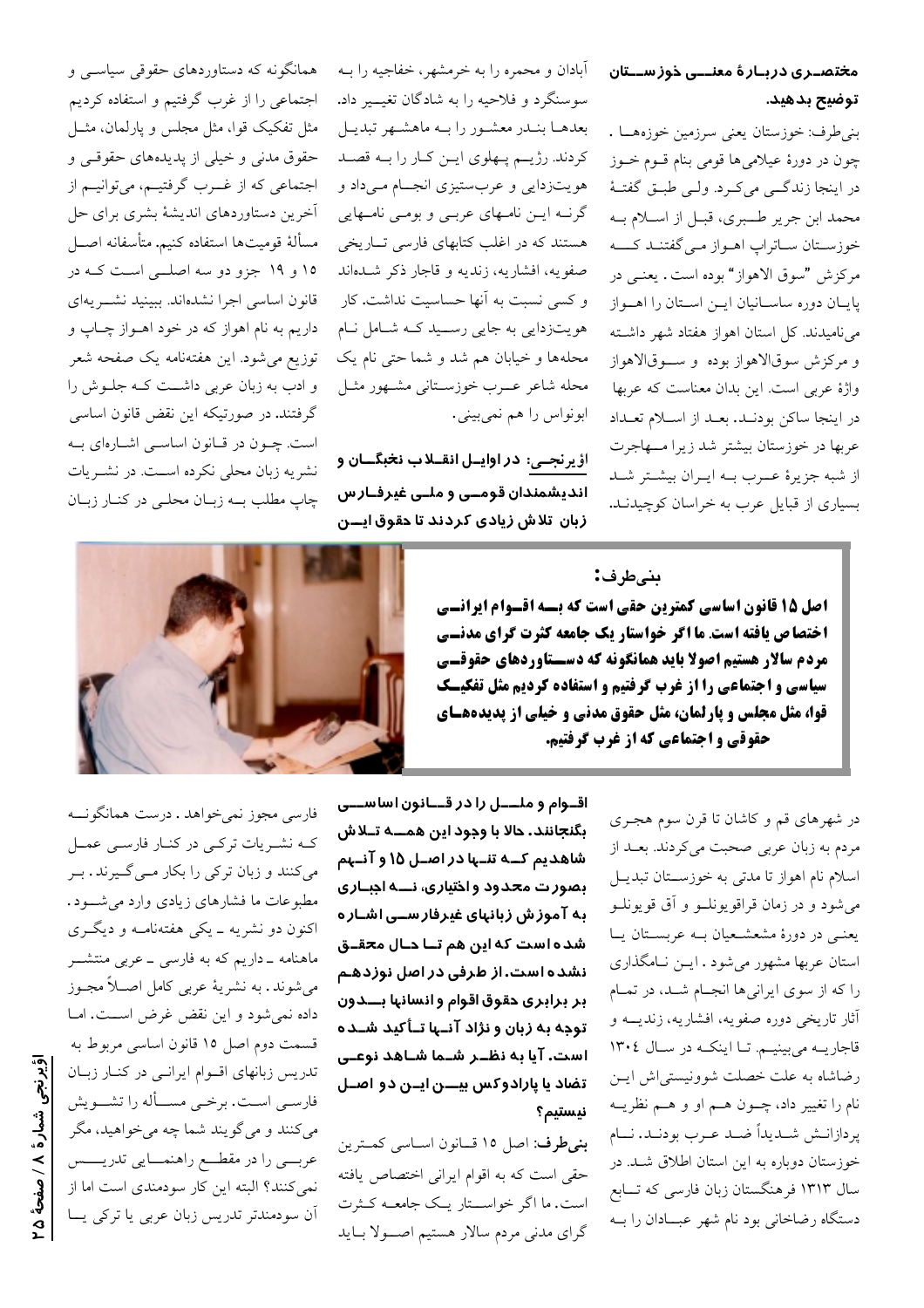**مختصری درباره‌ٔ معنی خوزستان توضیح بدهید.**

بنی‌طرف: خوزستان یعنی سرزمین خوزه‌ها . چون در دورهٔ عیلامی‌ها قومی بنام قوم خوز در اینجا زندگی می‌کرد. ولی طبق گفتهٔ محمد ابن جریر طبری، قبل از اسلام به خوزستان ساتراپ اهواز می‌گفتند که مرکزش "سوق الاهواز" بوده است . یعنی در پایان دوره ساسانیان این استان را اهواز می‌نامیدند. کل استان اهواز هفتاد شهر داشته و مرکزش سوق‌الاهواز بوده و سوق‌الاهواز واژهٔ عربی است. این بدان معناست که عربها در اینجا ساکن بودند. بعد از اسلام تعداد عربها در خوزستان بیشتر شد زیرا مهاجرت از شبه جزیرهٔ عرب به ایران بیشتر شد بسیاری از قبایل عرب به خراسان کوچیدند.

آبادان و محمره را به خرمشهر، خفاجیه را به سوسنگرد و فلاحیه را به شادگان تغییر داد. بعدها بندر معشور را به ماهشهر تبدیل کردند. رژیم پهلوی این کار را به قصد هویت‌زدایی و عرب‌ستیزی انجام می‌داد و گرنه این نامهای عربی و بومی نامهایی هستند که در اغلب کتابهای فارسی تاریخی صفویه، افشاریه، زندیه و قاجار ذکر شده‌اند و کسی نسبت به آنها حساسیت نداشت. کار هویت‌زدایی به جایی رسید که شامل نام محله‌ها و خیابان هم شد و شما حتی نام یک محله شاعر عرب خوزستانی مشهور مثل ابونواس را هم نمی‌بینی.

**اؤیرنجی: در اوایل انقلاب نخبگان و اندیشمندان قومی و ملی غیرفارس زبان تلاش زیادی کردند تا حقوق این**

همانگونه که دستاوردهای حقوقی سیاسی و اجتماعی را از غرب گرفتیم و استفاده کردیم مثل تفکیک قوا، مثل مجلس و پارلمان، مثل حقوق مدنی و خیلی از پدیده‌های حقوقی و اجتماعی که از غرب گرفتیم، می‌توانیم از آخرین دستاوردهای اندیشهٔ بشری برای حل مسألهٔ قومیت‌ها استفاده کنیم. متأسفانه اصل ۱۵ و ۱۹ جزو دو سه اصلی است که در قانون اساسی اجرا نشده‌اند. ببینید نشریه‌ای داریم به نام اهواز که در خود اهواز چاپ و توزیع می‌شود. این هفته‌نامه یک صفحه شعر و ادب به زبان عربی داشت که جلوش را گرفتند. در صورتیکه این نقض قانون اساسی است. چون در قانون اساسی اشاره‌ای به نشریه زبان محلی نکرده است. در نشریات چاپ مطلب به زبان محلی در کنار زبان

**بنی‌طرف:**

**اصل ۱۵ قانون اساسی کمترین حقی است که به اقوام ایرانی اختصاص یافته است. ما اگر خواستار یک جامعه کثرت گرای مدنی مردم سالار هستیم اصولا باید همانگونه که دستاوردهای حقوقی سیاسی و اجتماعی را از غرب گرفتیم و استفاده کردیم مثل تفکیک قوا، مثل مجلس و پارلمان، مثل حقوق مدنی و خیلی از پدیده‌های حقوقی و اجتماعی که از غرب گرفتیم.**

در شهرهای قم و کاشان تا قرن سوم هجری مردم به زبان عربی صحبت می‌کردند. بعد از اسلام نام اهواز تا مدتی به خوزستان تبدیل می‌شود و در زمان قراقویونلو و آق قویونلو یعنی در دورهٔ مشعشعیان به عربستان یا استان عربها مشهور می‌شود . این نامگذاری را که از سوی ایرانی‌ها انجام شد، در تمام آثار تاریخی دوره صفویه، افشاریه، زندیه و قاجاریه می‌بینیم. تا اینکه در سال ۱۳۰٤ رضاشاه به علت خصلت شوونیستی‌اش این نام را تغییر داد، چون هم او و هم نظریه پردازانش شدیداً ضد عرب بودند. نام خوزستان دوباره به این استان اطلاق شد. در سال ۱۳۱۳ فرهنگستان زبان فارسی که تابع دستگاه رضاخانی بود نام شهر عبادان را به

**اقوام و ملل را در قانون اساسی بگنجانند. حالا با وجود این همه تلاش شاهدیم که تنها در اصل ۱۵ و آنهم بصورت محدود و اختیاری، نه اجباری به آموزش زبانهای غیرفارسی اشاره شده است که این هم تا حال محقق نشده است. از طرفی در اصل نوزدهم بر برابری حقوق اقوام و انسانها بدون توجه به زبان و نژاد آنها تأکید شده است. آیا به نظر شما شاهد نوعی تضاد یا پارادوکس بین این دو اصل نیستیم؟**

**بنی‌طرف:** اصل ۱۵ قانون اساسی کمترین حقی است که به اقوام ایرانی اختصاص یافته است. ما اگر خواستار یک جامعه کثرت گرای مدنی مردم سالار هستیم اصولا باید

فارسی مجوز نمی‌خواهد . درست همانگونه که نشریات ترکی در کنار فارسی عمل می‌کنند و زبان ترکی را بکار می‌گیرند. بر مطبوعات ما فشارهای زیادی وارد می‌شود. اکنون دو نشریه ـ یکی هفته‌نامه و دیگری ماهنامه ـ داریم که به فارسی ـ عربی منتشر می‌شوند. به نشریهٔ عربی کامل اصلاً مجوز داده نمی‌شود و این نقض غرض است. اما قسمت دوم اصل ۱۵ قانون اساسی مربوط به تدریس زبانهای اقوام ایرانی در کنار زبان فارسی است. برخی مسأله را تشویش می‌کنند و می‌گویند شما چه می‌خواهید، مگر عربی را در مقطع راهنمایی تدریس نمی‌کنند؟ البته این کار سودمندی است اما از آن سودمندتر تدریس زبان عربی یا ترکی یا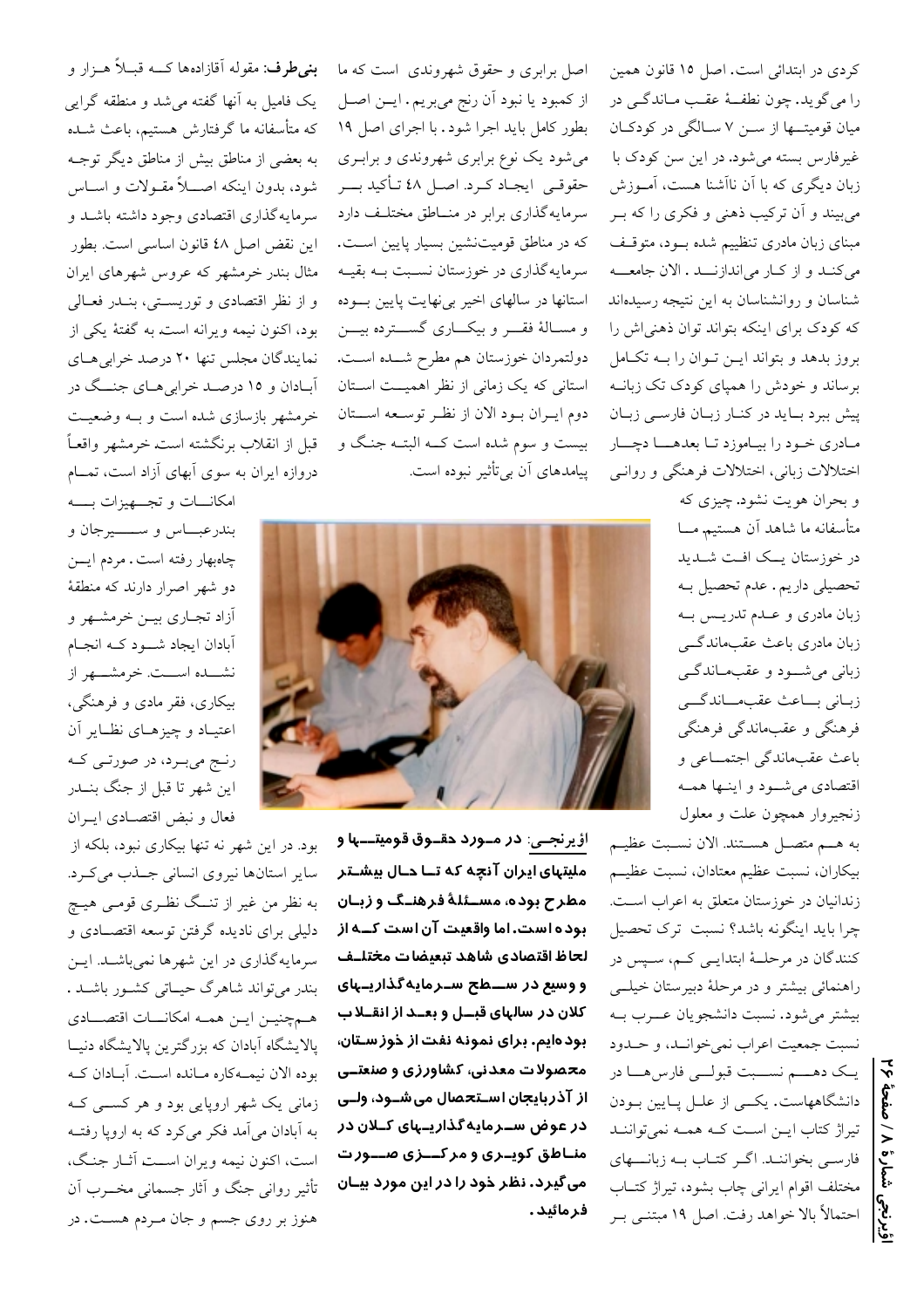کردی در ابتدائی است. اصل ۱۵ قانون همین را می‌گوید. چون نطفهٔ عقب ماندگی در میان قومیتها از سن ۷ سالگی در کودکان غیرفارس بسته می‌شود. در این سن کودک با زبان دیگری که با آن ناآشنا هست، آموزش می‌بیند و آن ترکیب ذهنی و فکری را که بر مبنای زبان مادری تنظیم شده بود، متوقف می‌کند و از کار می‌اندازد. الان جامعه شناسان و روانشناسان به این نتیجه رسیده‌اند که کودک برای اینکه بتواند توان ذهنی‌اش را بروز بدهد و بتواند این توان را به تکامل برساند و خودش را همپای کودک تک زبانه پیش ببرد باید در کنار زبان فارسی زبان مادری خود را بیاموزد تا بعدها دچار اختلالات زبانی، اختلالات فرهنگی و روانی و بحران هویت نشود. چیزی که متأسفانه ما شاهد آن هستیم. ما در خوزستان یک افت شدید تحصیلی داریم. عدم تحصیل به زبان مادری و عدم تدریس به زبان مادری باعث عقب‌ماندگی زبانی می‌شود و عقب‌ماندگی زبانی باعث عقب‌ماندگی فرهنگی و عقب‌ماندگی فرهنگی باعث عقب‌ماندگی اجتماعی و اقتصادی می‌شود و اینها همه زنجیروار همچون علت و معلول به هم متصل هستند. الان نسبت عظیم بیکاران، نسبت عظیم معتادان، نسبت عظیم زندانیان در خوزستان متعلق به اعراب است. چرا باید اینگونه باشد؟ نسبت ترک تحصیل کنندگان در مرحلهٔ ابتدایی کم، سپس در راهنمائی بیشتر و در مرحلهٔ دبیرستان خیلی بیشتر می‌شود. نسبت دانشجویان عرب به نسبت جمعیت اعراب نمی‌خواند، و حدود یک دهم نسبت قبولی فارس‌ها در دانشگاههاست. یکی از علل پایین بودن تیراژ کتاب این است که همه نمی‌توانند فارسی بخوانند. اگر کتاب به زبانهای مختلف اقوام ایرانی چاپ بشود، تیراژ کتاب احتمالاً بالا خواهد رفت. اصل ۱۹ مبتنی بر اصل برابری و حقوق شهروندی است که ما از کمبود یا نبود آن رنج می‌بریم. این اصل بطور کامل باید اجرا شود. با اجرای اصل ۱۹ می‌شود یک نوع برابری شهروندی و برابری حقوقی ایجاد کرد. اصل ٤٨ تأکید بر سرمایه‌گذاری برابر در مناطق مختلف دارد که در مناطق قومیت‌نشین بسیار پایین است. سرمایه‌گذاری در خوزستان نسبت به بقیه استانها در سالهای اخیر بی‌نهایت پایین بوده و مسالهٔ فقر و بیکاری گسترده بین دولتمردان خوزستان هم مطرح شده است. استانی که یک زمانی از نظر اهمیت استان دوم ایران بود الان از نظر توسعه استان بیست و سوم شده است که البته جنگ و پیامدهای آن بی‌تأثیر نبوده است.

**اؤیرنجی**: **در مورد حقوق قومیتها و ملیتهای ایران آنچه که تا حال بیشتر مطرح بوده، مسئلهٔ فرهنگ و زبان بوده است. اما واقعیت آن است که از لحاظ اقتصادی شاهد تبعیضات مختلف و وسیع در سطح سرمایه‌گذاریهای کلان در سالهای قبل و بعد از انقلاب بوده‌ایم. برای نمونه نفت از خوزستان، محصولات معدنی، کشاورزی و صنعتی از آذربایجان استحصال می‌شود، ولی در عوض سرمایه‌گذاریهای کلان در مناطق کویری و مرکزی صورت می‌گیرد. نظر خود را در این مورد بیان فرمائید.**

**بنی‌طرف**: مقوله آقازاده‌ها که قبلاً هزار و یک فامیل به آنها گفته می‌شد و منطقه گرایی که متأسفانه ما گرفتار هستیم، باعث شده به بعضی از مناطق بیش از مناطق دیگر توجه شود، بدون اینکه اصلاً مقولات و اساس سرمایه‌گذاری اقتصادی وجود داشته باشد و این نقض اصل ٤٨ قانون اساسی است. بطور مثال بندر خرمشهر که عروس شهرهای ایران و از نظر اقتصادی و توریستی، بندر فعالی بود، اکنون نیمه ویرانه است. به گفتهٔ یکی از نمایندگان مجلس تنها ۲۰ درصد خرابی‌های آبادان و ۱۵ درصد خرابی‌های جنگ در خرمشهر بازسازی شده است و به وضعیت قبل از انقلاب برنگشته است. خرمشهر واقعاً دروازه ایران به سوی آبهای آزاد است، تمام امکانات و تجهیزات به بندرعباس و سیرجان و چاه‌بهار رفته است. مردم این دو شهر اصرار دارند که منطقهٔ آزاد تجاری بین خرمشهر و آبادان ایجاد شود که انجام نشده است. خرمشهر از بیکاری، فقر مادی و فرهنگی، اعتیاد و چیزهای نظایر آن رنج می‌برد، در صورتی که این شهر تا قبل از جنگ بندر فعال و نبض اقتصادی ایران بود. در این شهر نه تنها بیکاری نبود، بلکه از سایر استانها نیروی انسانی جذب می‌کرد. به نظر من غیر از تنگ نظری قومی هیچ دلیلی برای نادیده گرفتن توسعه اقتصادی و سرمایه‌گذاری در این شهرها نمی‌باشد. این بندر می‌تواند شاهرگ حیاتی کشور باشد. همچنین این همه امکانات اقتصادی پالایشگاه آبادان که بزرگترین پالایشگاه دنیا بوده الان نیمه‌کاره مانده است. آبادان که زمانی یک شهر اروپایی بود و هر کسی که به آبادان می‌آمد فکر می‌کرد که به اروپا رفته است، اکنون نیمه ویران است. آثار جنگ، تأثیر روانی جنگ و آثار جسمانی مخرب آن هنوز بر روی جسم و جان مردم هست. در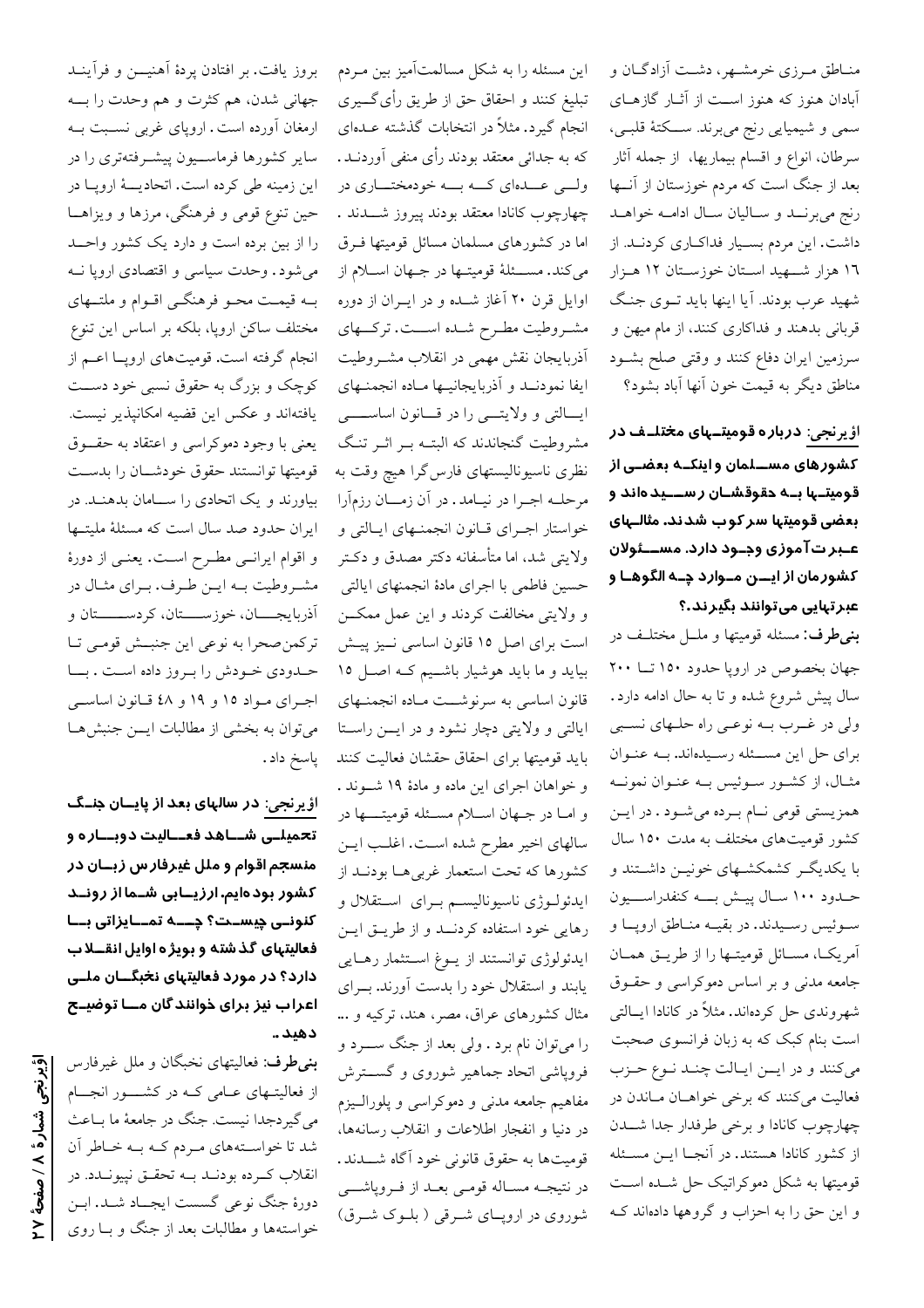مناطق مرزی خرمشهر، دشت آزادگان و آبادان هنوز که هنوز است از آثار گازهای سمی و شیمیایی رنج می‌برند. سکتهٔ قلبی، سرطان، انواع و اقسام بیماریها، از جمله آثار بعد از جنگ است که مردم خوزستان از آنها رنج می‌برند و سالیان سال ادامه خواهد داشت. این مردم بسیار فداکاری کردند. از ١٦ هزار شهید استان خوزستان ١٢ هزار شهید عرب بودند. آیا اینها باید توی جنگ قربانی بدهند و فداکاری کنند، از مام میهن و سرزمین ایران دفاع کنند و وقتی صلح بشود مناطق دیگر به قیمت خون آنها آباد بشود؟

**اؤیرنجی: درباره قومیتهای مختلف در کشورهای مسلمان و اینکه بعضی از قومیتها به حقوقشان رسیده‌اند و بعضی قومیتها سرکوب شدند. مثالهای عبرت‌آموزی وجود دارد. مسئولان کشورمان از این موارد چه الگوها و عبرتهایی می‌توانند بگیرند.؟**

**بنی‌طرف:** مسئله قومیتها و ملل مختلف در جهان بخصوص در اروپا حدود ١٥٠ تا ٢٠٠ سال پیش شروع شده و تا به حال ادامه دارد. ولی در غرب به نوعی راه حلهای نسبی برای حل این مسئله رسیده‌اند. به عنوان مثال، از کشور سوئیس به عنوان نمونه همزیستی قومی نام برده می‌شود. در این کشور قومیت‌های مختلف به مدت ١٥٠ سال با یکدیگر کشمکشهای خونین داشتند و حدود ١٠٠ سال پیش به کنفدراسیون سوئیس رسیدند. در بقیه مناطق اروپا و آمریکا، مسائل قومیتها را از طریق همان جامعه مدنی و بر اساس دموکراسی و حقوق شهروندی حل کرده‌اند. مثلاً در کانادا ایالتی است بنام کبک که به زبان فرانسوی صحبت می‌کنند و در این ایالت چند نوع حزب فعالیت می‌کنند که برخی خواهان ماندن در چهارچوب کانادا و برخی طرفدار جدا شدن از کشور کانادا هستند. در آنجا این مسئله قومیتها به شکل دموکراتیک حل شده است و این حق را به احزاب و گروهها داده‌اند که این مسئله را به شکل مسالمت‌آمیز بین مردم تبلیغ کنند و احقاق حق از طریق رأی‌گیری انجام گیرد. مثلاً در انتخابات گذشته عده‌ای که به جدائی معتقد بودند رأی منفی آوردند. ولی عده‌ای که به خودمختاری در چهارچوب کانادا معتقد بودند پیروز شدند. اما در کشورهای مسلمان مسائل قومیتها فرق می‌کند. مسئلهٔ قومیتها در جهان اسلام از اوایل قرن ٢٠ آغاز شده و در ایران از دوره مشروطیت مطرح شده است. ترکهای آذربایجان نقش مهمی در انقلاب مشروطیت ایفا نمودند و آذربایجانیها ماده انجمنهای ایالتی و ولایتی را در قانون اساسی مشروطیت گنجاندند که البته بر اثر تنگ نظری ناسیونالیستهای فارس‌گرا هیچ وقت به مرحله اجرا در نیامد. در آن زمان رزم‌آرا خواستار اجرای قانون انجمنهای ایالتی و ولایتی شد، اما متأسفانه دکتر مصدق و دکتر حسین فاطمی با اجرای مادهٔ انجمنهای ایالتی و ولایتی مخالفت کردند و این عمل ممکن است برای اصل ١٥ قانون اساسی نیز پیش بیاید و ما باید هوشیار باشیم که اصل ١٥ قانون اساسی به سرنوشت ماده انجمنهای ایالتی و ولایتی دچار نشود و در این راستا باید قومیتها برای احقاق حقشان فعالیت کنند و خواهان اجرای این ماده و مادهٔ ١٩ شوند. و اما در جهان اسلام مسئله قومیتها در سالهای اخیر مطرح شده است. اغلب این کشورها که تحت استعمار غربی‌ها بودند از ایدئولوژی ناسیونالیسم برای استقلال و رهایی خود استفاده کردند و از طریق این ایدئولوژی توانستند از یوغ استثمار رهایی یابند و استقلال خود را بدست آورند. برای مثال کشورهای عراق، مصر، هند، ترکیه و ... را می‌توان نام برد. ولی بعد از جنگ سرد و فروپاشی اتحاد جماهیر شوروی و گسترش مفاهیم جامعه مدنی و دموکراسی و پلورالیزم در دنیا و انفجار اطلاعات و انقلاب رسانه‌ها، قومیت‌ها به حقوق قانونی خود آگاه شدند. در نتیجه مساله قومی بعد از فروپاشی شوروی در اروپای شرقی (بلوک شرق) بروز یافت. بر افتادن پردهٔ آهنین و فرآیند جهانی شدن، هم کثرت و هم وحدت را به ارمغان آورده است. اروپای غربی نسبت به سایر کشورها فرماسیون پیشرفته‌تری را در این زمینه طی کرده است. اتحادیهٔ اروپا در حین تنوع قومی و فرهنگی، مرزها و ویزاها را از بین برده است و دارد یک کشور واحد می‌شود. وحدت سیاسی و اقتصادی اروپا نه به قیمت محو فرهنگی اقوام و ملتهای مختلف ساکن اروپا، بلکه بر اساس این تنوع انجام گرفته است. قومیت‌های اروپا اعم از کوچک و بزرگ به حقوق نسبی خود دست یافته‌اند و عکس این قضیه امکانپذیر نیست. یعنی با وجود دموکراسی و اعتقاد به حقوق قومیتها توانستند حقوق خودشان را بدست بیاورند و یک اتحادی را سامان بدهند. در ایران حدود صد سال است که مسئلهٔ ملیتها و اقوام ایرانی مطرح است. یعنی از دورهٔ مشروطیت به این طرف. برای مثال در آذربایجان، خوزستان، کردستان و ترکمن‌صحرا به نوعی این جنبش قومی تا حدودی خودش را بروز داده است. با اجرای مواد ١٥ و ١٩ و ٤٨ قانون اساسی می‌توان به بخشی از مطالبات این جنبش‌ها پاسخ داد.

**اؤیرنجی: در سالهای بعد از پایان جنگ تحمیلی شاهد فعالیت دوباره و منسجم اقوام و ملل غیرفارس زبان در کشور بوده‌ایم. ارزیابی شما از روند کنونی چیست؟ چه تمایزاتی با فعالیتهای گذشته و بویژه اوایل انقلاب دارد؟ در مورد فعالیتهای نخبگان ملی اعراب نیز برای خوانندگان ما توضیح دهید.**

**بنی‌طرف:** فعالیتهای نخبگان و ملل غیرفارس از فعالیتهای عامی که در کشور انجام می‌گیردجدا نیست. جنگ در جامعهٔ ما باعث شد تا خواسته‌های مردم که به خاطر آن انقلاب کرده بودند به تحقق نپیوندد. در دورهٔ جنگ نوعی گسست ایجاد شد. این خواسته‌ها و مطالبات بعد از جنگ و با روی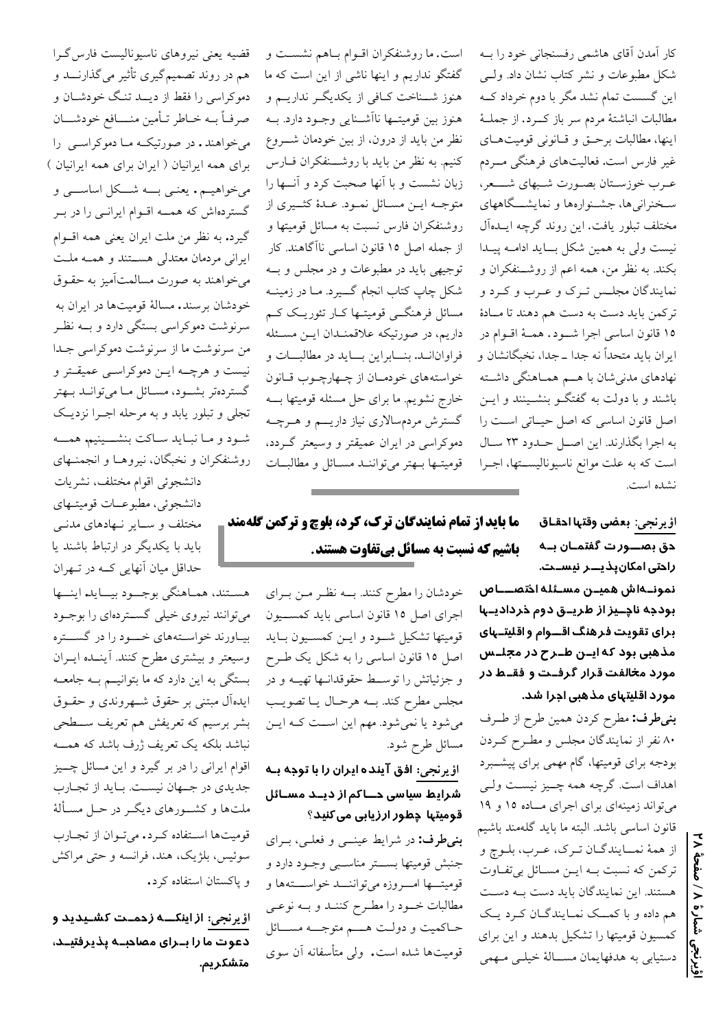کار آمدن آقای هاشمی رفسنجانی خود را بـه شکل مطبوعات و نشر کتاب نشان داد. ولـی این گسست تمام نشد مگر با دوم خرداد کـه مطالبات انباشتهٔ مردم سر باز کـرد. از جملـهٔ اینها، مطالبات برحـق و قـانونی قومیت‌هـای غیر فارس است. فعالیت‌های فرهنگی مـردم عـرب خوزسـتان بصـورت شـبهای شـعر، سـخنرانی‌ها، جشـنواره‌ها و نمایشـگاههای مختلف تبلور یافت. این روند گرچه ایـده‌آل نیست ولی به همین شکل بـاید ادامـه پیـدا بکند. به نظر من، همه اعم از روشـنفکران و نمایندگان مجلـس تـرک و عـرب و کـرد و ترکمن باید دست به دست هم دهند تا مـادهٔ ۱۵ قانون اساسی اجرا شـود. همـهٔ اقـوام در ایران باید متحداً نه جدا ـ جدا، نخبگانشان و نهادهای مدنی‌شان با هـم همـاهنگی داشـته باشند و با دولت به گفتگـو بنشـینند و ایـن اصل قانون اساسی که اصل حیـاتی اسـت را به اجرا بگذارند. این اصـل حـدود ۲۳ سـال است که به علت موانع ناسیونالیسـتها، اجـرا نشده است.

**اؤیرنجی: بعضی وقتها احقـاق حق بصــورت گفتمـان بـه راحتی امکان‌پذیــر نیسـت.**

**نمونــه‌اش همیـن مسـئله اختصــاص بودجه ناچیـز از طریـق دوم خردادیـها برای تقویت فرهنگ اقــوام و اقلیتـهای مذهبی بود که ایـن طـرح در مجلـس مورد مخالفت قرار گرفـت و فقـط در مورد اقلیتهای مذهبی اجرا شد.**

**بنی‌طرف:** مطرح کردن همین طرح از طـرف ۸۰ نفر از نمایندگان مجلس و مطـرح کـردن بودجه برای قومیتها، گام مهمی برای پیشـبرد اهداف است. گرچه همه چیـز نیسـت ولـی می‌تواند زمینه‌ای برای اجرای مـاده ۱۵ و ۱۹ قانون اساسی باشد. البته ما باید گله‌مند باشیم از همهٔ نمـایندگـان تـرک، عـرب، بلـوچ و ترکمن که نسبت بـه ایـن مسائل بی‌تفاوت هستند. این نمایندگان باید دست بـه دسـت هم داده و با کمـک نمـایندگـان کـرد یـک کمسیون قومیتها را تشکیل بدهند و این برای دستیابی به هدفهایمان مسـالهٔ خیلـی مـهمی است. ما روشنفکران اقـوام بـاهم نشسـت و گفتگو نداریم و اینها ناشی از این است که ما هنوز شـناخت کـافی از یکدیگـر نداریـم و هنوز بین قومیتـها ناآشـنایی وجـود دارد. بـه نظر من باید از درون، از بین خودمان شـروع کنیم. به نظر من باید با روشـنفکران فـارس زبان نشست و با آنها صحبت کرد و آنـها را متوجـه ایـن مسـائل نمـود. عـدهٔ کثـیری از روشنفکران فارس نسبت به مسائل قومیتها و از جمله اصل ۱۵ قانون اساسی ناآگاهند. کار توجیهی باید در مطبوعات و در مجلس و بـه شکل چاپ کتاب انجام گـیرد. مـا در زمینـه مسائل فرهنگـی قومیتـها کـار تئوریـک کـم داریم، در صورتیکه علاقمنـدان ایـن مسـئله فراوانـند. بنـابراین بـاید در مطالبـات و خواسته‌های خودمـان از چـهارچـوب قـانون خارج نشویم. ما برای حل مسئله قومیتها بـه گسترش مردم‌سالاری نیاز داریـم و هـرچـه دموکراسی در ایران عمیقتر و وسیعتر گـردد، قومیتـها بـهتر می‌تواننـد مسـائل و مطالبـات خودشان را مطرح کنند. بـه نظر مـن بـرای اجرای اصل ۱۵ قانون اساسی باید کمسـیون قومیتها تشکیل شـود و ایـن کمسیون بـاید اصل ۱۵ قانون اساسی را به شکل یـک طـرح و جزئیاتش را توسـط حقوقدانـها تهیـه و در مجلس مطرح کند. بـه هرحـال یـا تصویـب می‌شود یا نمی‌شود. مهم این اسـت کـه ایـن مسائل طرح شود.

**ما باید از تمام نمایندگان ترک، کرد، بلوچ و ترکمن گله‌مند باشیم که نسبت به مسائل بی‌تفاوت هستند.**

**اؤیرنجی: افق آینده ایران را با توجه بـه شرایط سیاسی حـاکم از دیـد مسـائل قومیتها چطور ارزیابی می‌کنید؟**

**بنی‌طرف:** در شرایط عینـی و فعلـی، بـرای جنبش قومیتها بسـتر مناسـبی وجـود دارد و قومیتـها امـروزه می‌تواننـد خواسـته‌ها و مطالبات خـود را مطـرح کننـد و بـه نوعـی حـاکمیت و دولـت هـم متوجـه مسـائل قومیت‌ها شده است. ولی متأسفانه آن سوی قضیه یعنی نیروهای ناسیونالیست فارس‌گـرا هم در روند تصمیم‌گیری تأثیر می‌گذارنـد و دموکراسی را فقط از دیـد تنـگ خودشـان و صرفـاً بـه خـاطر تـأمین منـافع خودشـان می‌خواهند. در صورتیکـه مـا دموکراسـی را برای همه ایرانیان ( ایران برای همه ایرانیان ) می‌خواهیـم. یعنـی بـه شـکل اساسـی و گسترده‌اش که همـه اقـوام ایرانـی را در بـر گیرد. به نظر من ملت ایران یعنی همه اقـوام ایرانی مردمان معتدلی هسـتند و همـه ملـت می‌خواهند به صورت مسالمت‌آمیز به حقـوق خودشان برسند. مسالهٔ قومیت‌ها در ایران به سرنوشت دموکراسی بستگی دارد و بـه نظـر من سرنوشت ما از سرنوشت دموکراسی جـدا نیست و هرچـه ایـن دموکراسـی عمیقـتر و گسترده‌تر بشـود، مسـائل مـا می‌توانـد بـهتر تجلی و تبلور یابد و به مرحله اجـرا نزدیـک شـود و مـا نبـاید سـاکت بنشـینیم. همـه روشنفکران و نخبگان، نیروهـا و انجمنـهای دانشجوئی اقوام مختلف، نشریات دانشجوئی، مطبوعـات قومیتـهای مختلف و سـایر نـهادهای مدنـی باید با یکدیگر در ارتباط باشند یا حداقل میان آنهایی کـه در تـهران هسـتند، همـاهنگی بوجـود بیـاید. اینـها می‌توانند نیروی خیلی گسـترده‌ای را بوجـود بیـاورند خواسته‌های خـود را در گسـتره وسیعتر و بیشتری مطرح کنند. آینـده ایـران بستگی به این دارد که ما بتوانیـم بـه جامعـه ایده‌آل مبتنی بر حقوق شـهروندی و حقـوق بشر برسیم که تعریفش هم تعریف سـطحی نباشد بلکه یک تعریف ژرف باشد که همـه اقوام ایرانی را در بر گیرد و این مسائل چـیز جدیدی در جـهان نیسـت. بـاید از تجـارب ملت‌ها و کشـورهای دیگـر در حـل مسـألهٔ قومیت‌ها اسـتفاده کـرد. می‌تـوان از تجـارب سوئیس، بلژیک، هند، فرانسه و حتی مراکش و پاکستان استفاده کرد.

**اؤیرنجی: از اینکــه زحمـت کشـیدید و دعوت ما را بـرای مصاحبـه پذیرفتیـد، متشکریم.**